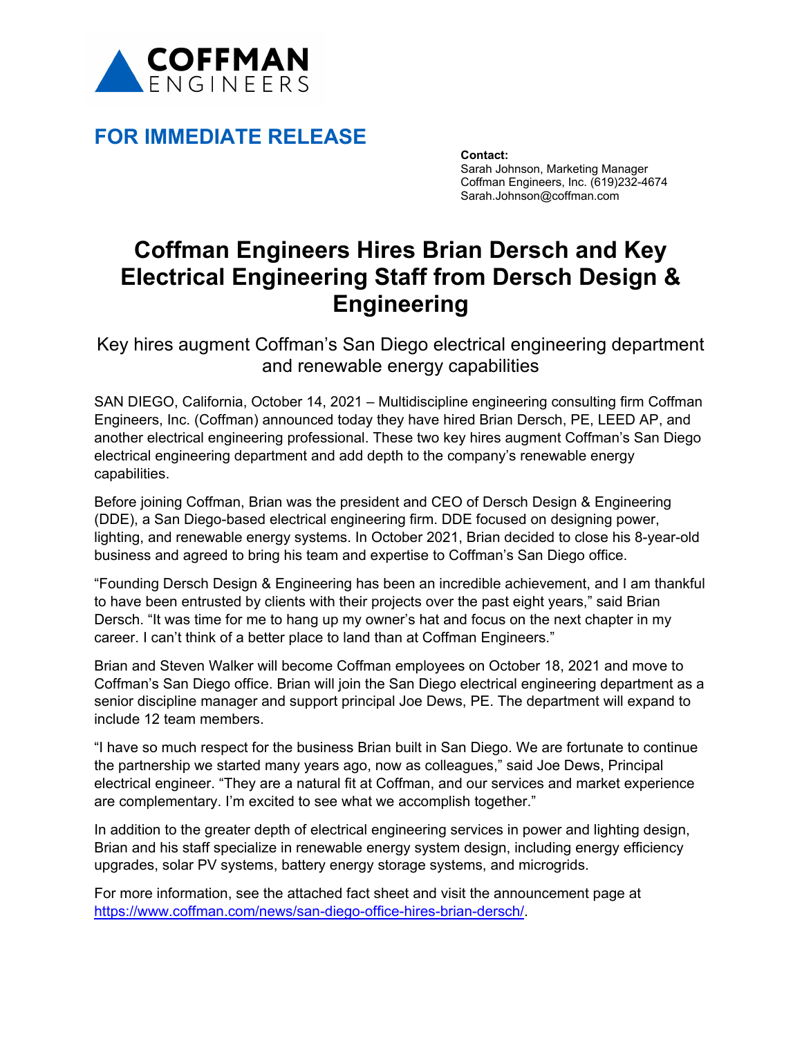COFFMAN ENGINEERS

## FOR IMMEDIATE RELEASE

**Contact:**
Sarah Johnson, Marketing Manager
Coffman Engineers, Inc. (619)232-4674
Sarah.Johnson@coffman.com

# Coffman Engineers Hires Brian Dersch and Key Electrical Engineering Staff from Dersch Design & Engineering

### Key hires augment Coffman's San Diego electrical engineering department and renewable energy capabilities

SAN DIEGO, California, October 14, 2021 – Multidiscipline engineering consulting firm Coffman Engineers, Inc. (Coffman) announced today they have hired Brian Dersch, PE, LEED AP, and another electrical engineering professional. These two key hires augment Coffman's San Diego electrical engineering department and add depth to the company's renewable energy capabilities.

Before joining Coffman, Brian was the president and CEO of Dersch Design & Engineering (DDE), a San Diego-based electrical engineering firm. DDE focused on designing power, lighting, and renewable energy systems. In October 2021, Brian decided to close his 8-year-old business and agreed to bring his team and expertise to Coffman's San Diego office.

"Founding Dersch Design & Engineering has been an incredible achievement, and I am thankful to have been entrusted by clients with their projects over the past eight years," said Brian Dersch. "It was time for me to hang up my owner's hat and focus on the next chapter in my career. I can't think of a better place to land than at Coffman Engineers."

Brian and Steven Walker will become Coffman employees on October 18, 2021 and move to Coffman's San Diego office. Brian will join the San Diego electrical engineering department as a senior discipline manager and support principal Joe Dews, PE. The department will expand to include 12 team members.

"I have so much respect for the business Brian built in San Diego. We are fortunate to continue the partnership we started many years ago, now as colleagues," said Joe Dews, Principal electrical engineer. "They are a natural fit at Coffman, and our services and market experience are complementary. I'm excited to see what we accomplish together."

In addition to the greater depth of electrical engineering services in power and lighting design, Brian and his staff specialize in renewable energy system design, including energy efficiency upgrades, solar PV systems, battery energy storage systems, and microgrids.

For more information, see the attached fact sheet and visit the announcement page at https://www.coffman.com/news/san-diego-office-hires-brian-dersch/.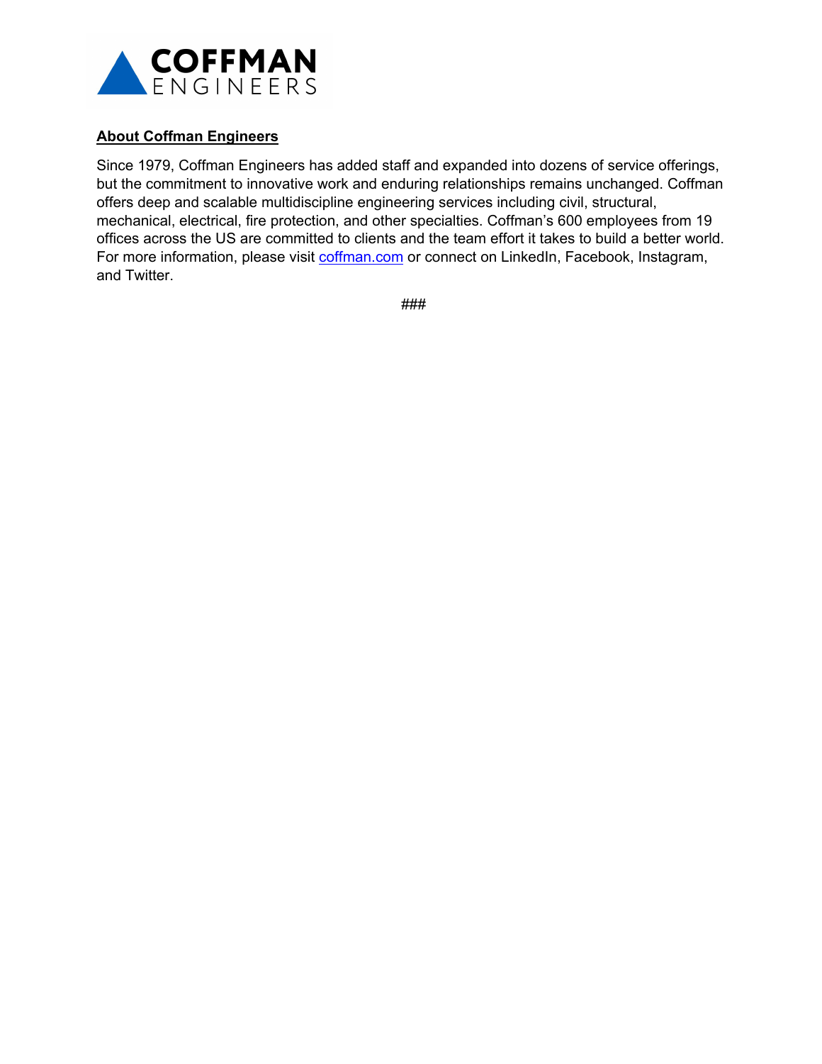**About Coffman Engineers**

Since 1979, Coffman Engineers has added staff and expanded into dozens of service offerings, but the commitment to innovative work and enduring relationships remains unchanged. Coffman offers deep and scalable multidiscipline engineering services including civil, structural, mechanical, electrical, fire protection, and other specialties. Coffman's 600 employees from 19 offices across the US are committed to clients and the team effort it takes to build a better world. For more information, please visit [coffman.com](coffman.com) or connect on LinkedIn, Facebook, Instagram, and Twitter.

###